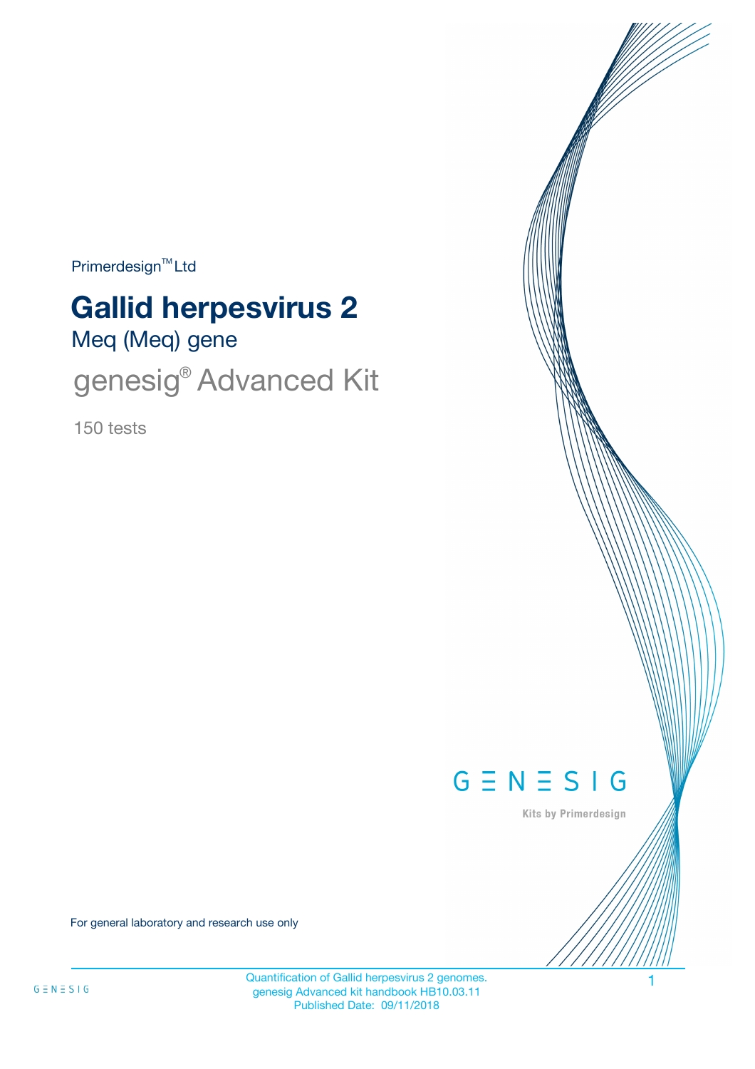Primerdesign™ Ltd

# Gallid herpesvirus 2

## Meq (Meq) gene

## genesig® Advanced Kit

150 tests

GENESIG

Kits by Primerdesign

For general laboratory and research use only

Quantification of Gallid herpesvirus 2 genomes.
genesig Advanced kit handbook HB10.03.11
Published Date: 09/11/2018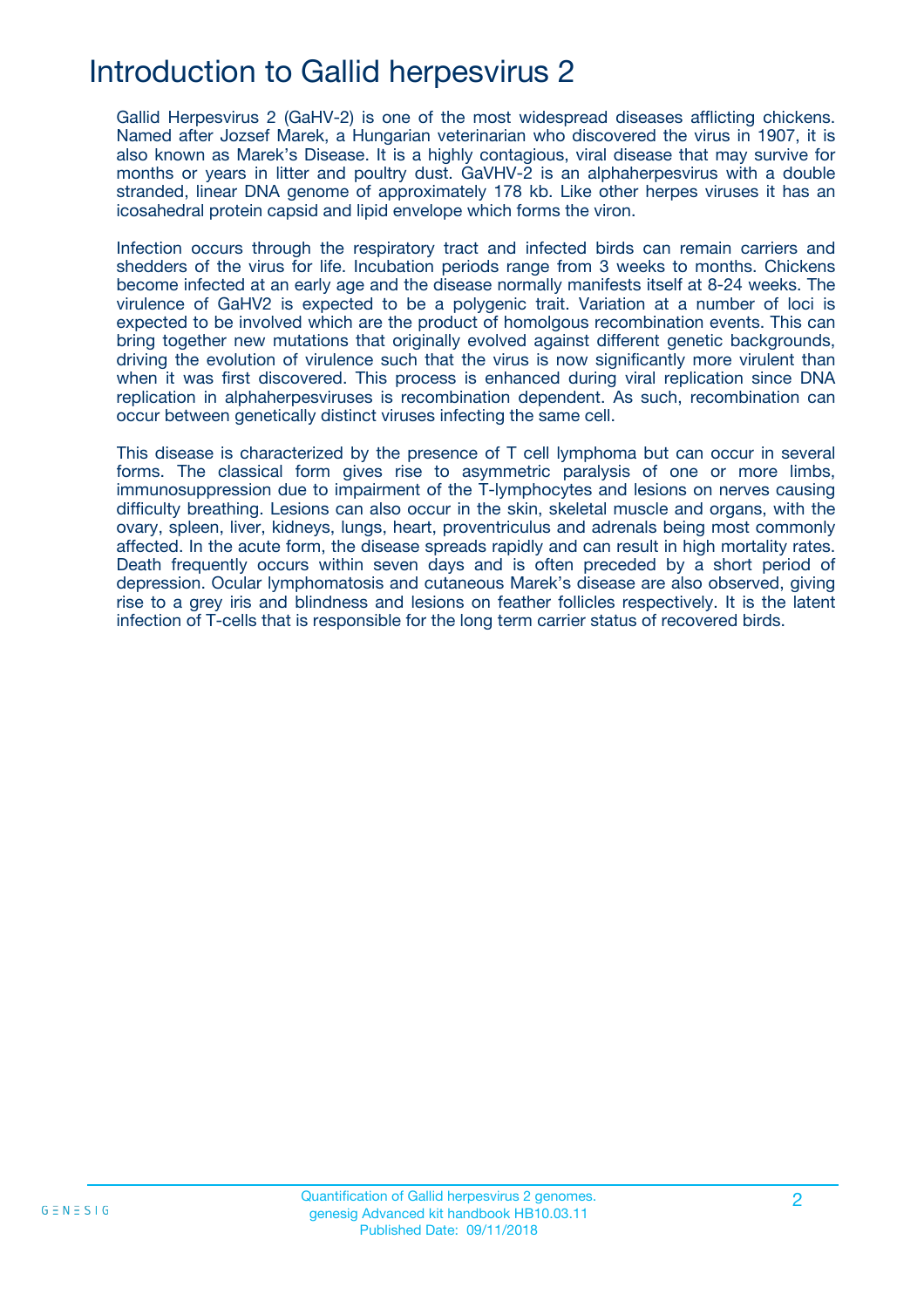# Introduction to Gallid herpesvirus 2

Gallid Herpesvirus 2 (GaHV-2) is one of the most widespread diseases afflicting chickens. Named after Jozsef Marek, a Hungarian veterinarian who discovered the virus in 1907, it is also known as Marek's Disease. It is a highly contagious, viral disease that may survive for months or years in litter and poultry dust. GaVHV-2 is an alphaherpesvirus with a double stranded, linear DNA genome of approximately 178 kb. Like other herpes viruses it has an icosahedral protein capsid and lipid envelope which forms the viron.

Infection occurs through the respiratory tract and infected birds can remain carriers and shedders of the virus for life. Incubation periods range from 3 weeks to months. Chickens become infected at an early age and the disease normally manifests itself at 8-24 weeks. The virulence of GaHV2 is expected to be a polygenic trait. Variation at a number of loci is expected to be involved which are the product of homolgous recombination events. This can bring together new mutations that originally evolved against different genetic backgrounds, driving the evolution of virulence such that the virus is now significantly more virulent than when it was first discovered. This process is enhanced during viral replication since DNA replication in alphaherpesviruses is recombination dependent. As such, recombination can occur between genetically distinct viruses infecting the same cell.

This disease is characterized by the presence of T cell lymphoma but can occur in several forms. The classical form gives rise to asymmetric paralysis of one or more limbs, immunosuppression due to impairment of the T-lymphocytes and lesions on nerves causing difficulty breathing. Lesions can also occur in the skin, skeletal muscle and organs, with the ovary, spleen, liver, kidneys, lungs, heart, proventriculus and adrenals being most commonly affected. In the acute form, the disease spreads rapidly and can result in high mortality rates. Death frequently occurs within seven days and is often preceded by a short period of depression. Ocular lymphomatosis and cutaneous Marek's disease are also observed, giving rise to a grey iris and blindness and lesions on feather follicles respectively. It is the latent infection of T-cells that is responsible for the long term carrier status of recovered birds.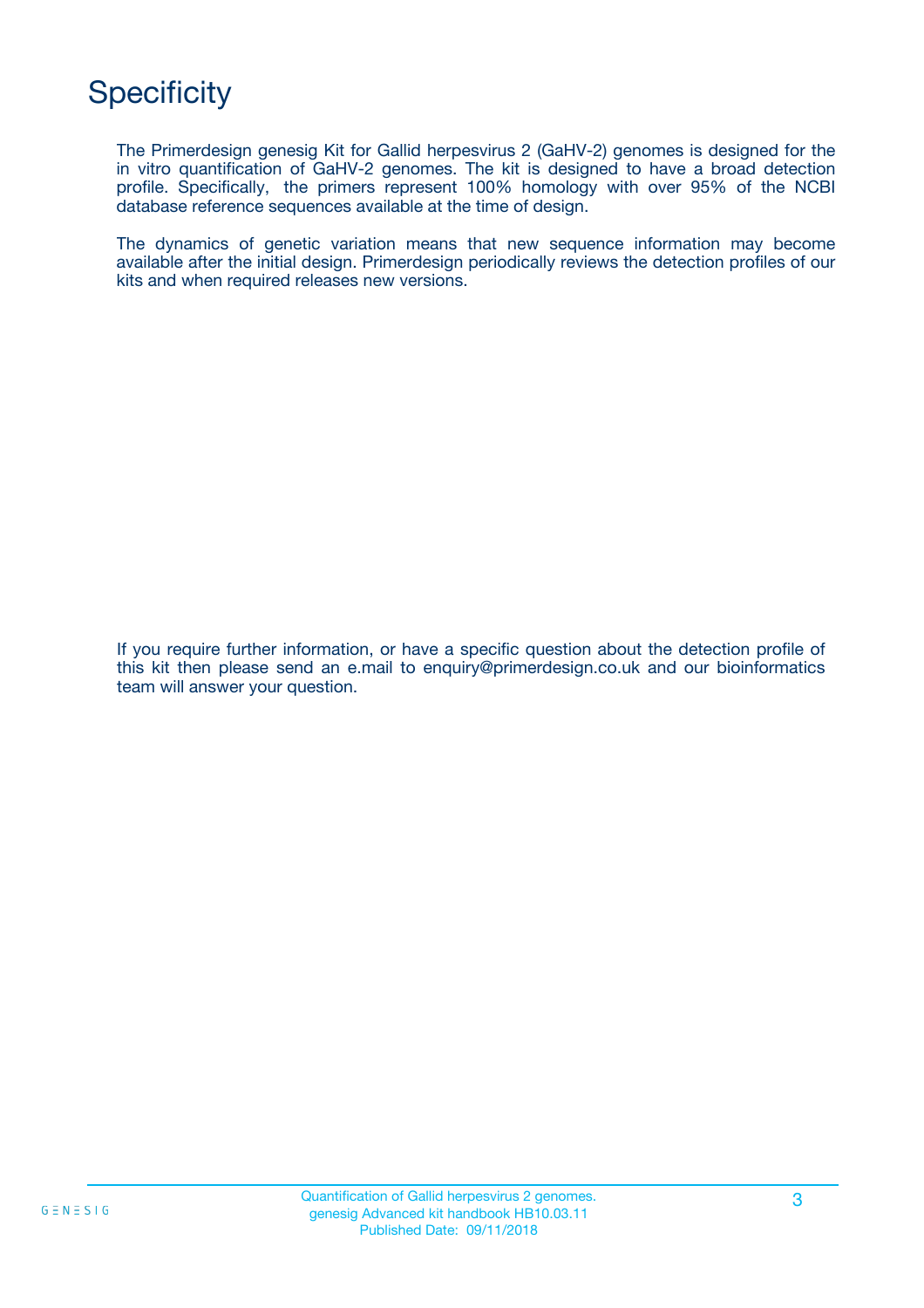# Specificity

The Primerdesign genesig Kit for Gallid herpesvirus 2 (GaHV-2) genomes is designed for the in vitro quantification of GaHV-2 genomes. The kit is designed to have a broad detection profile. Specifically, the primers represent 100% homology with over 95% of the NCBI database reference sequences available at the time of design.

The dynamics of genetic variation means that new sequence information may become available after the initial design. Primerdesign periodically reviews the detection profiles of our kits and when required releases new versions.

If you require further information, or have a specific question about the detection profile of this kit then please send an e.mail to enquiry@primerdesign.co.uk and our bioinformatics team will answer your question.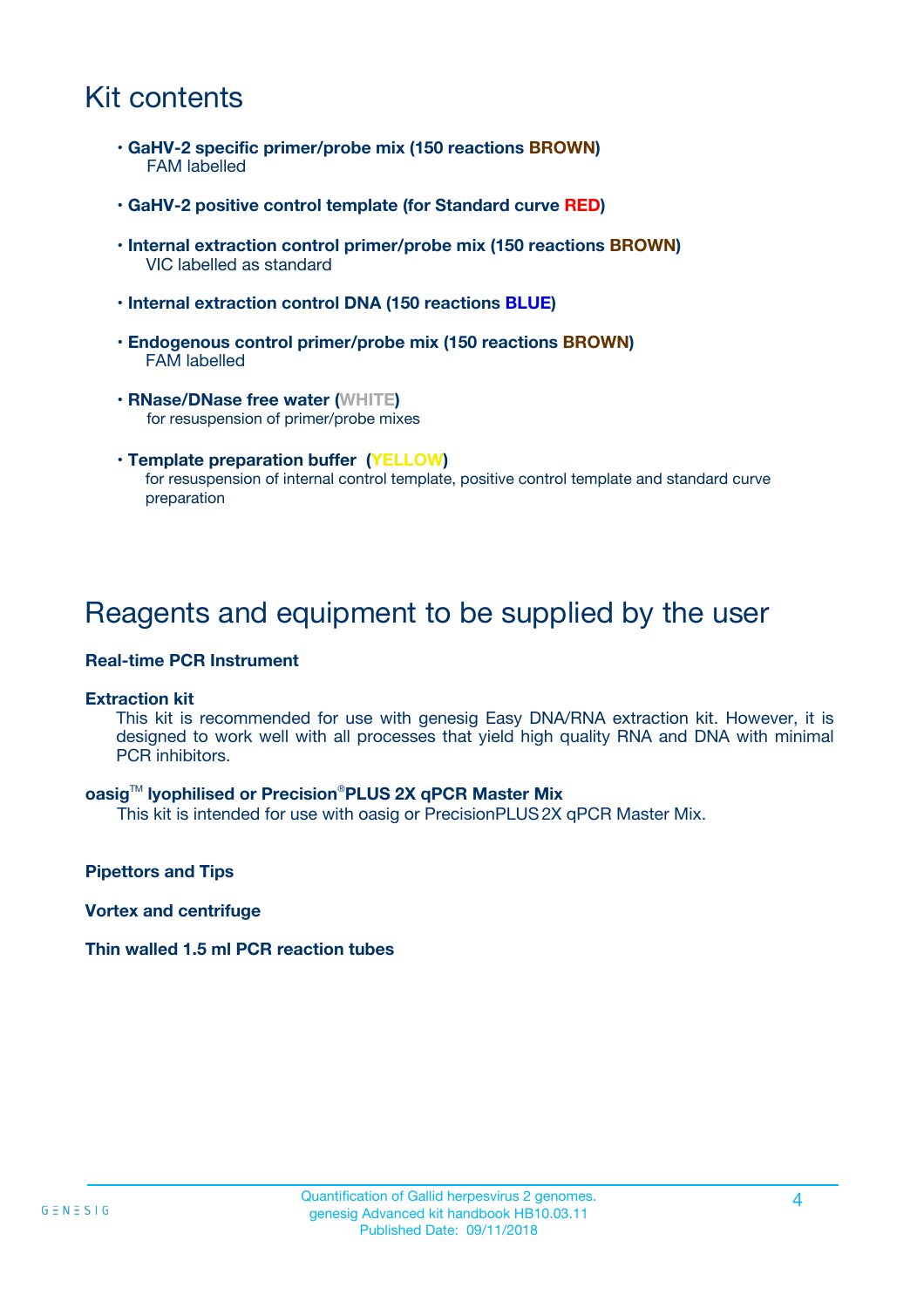# Kit contents

- **GaHV-2 specific primer/probe mix (150 reactions BROWN)**
  FAM labelled

- **GaHV-2 positive control template (for Standard curve RED)**

- **Internal extraction control primer/probe mix (150 reactions BROWN)**
  VIC labelled as standard

- **Internal extraction control DNA (150 reactions BLUE)**

- **Endogenous control primer/probe mix (150 reactions BROWN)**
  FAM labelled

- **RNase/DNase free water (WHITE)**
  for resuspension of primer/probe mixes

- **Template preparation buffer (YELLOW)**
  for resuspension of internal control template, positive control template and standard curve preparation

# Reagents and equipment to be supplied by the user

**Real-time PCR Instrument**

**Extraction kit**

This kit is recommended for use with genesig Easy DNA/RNA extraction kit. However, it is designed to work well with all processes that yield high quality RNA and DNA with minimal PCR inhibitors.

**oasig™ lyophilised or Precision®PLUS 2X qPCR Master Mix**

This kit is intended for use with oasig or PrecisionPLUS 2X qPCR Master Mix.

**Pipettors and Tips**

**Vortex and centrifuge**

**Thin walled 1.5 ml PCR reaction tubes**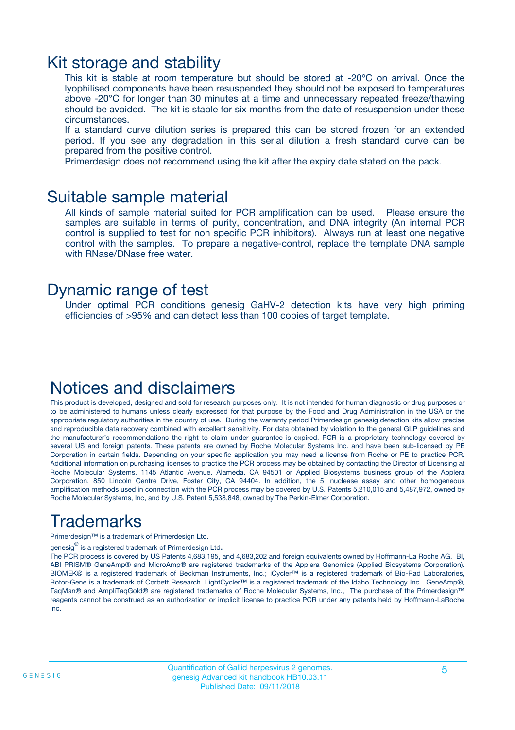# Kit storage and stability

This kit is stable at room temperature but should be stored at -20ºC on arrival. Once the lyophilised components have been resuspended they should not be exposed to temperatures above -20°C for longer than 30 minutes at a time and unnecessary repeated freeze/thawing should be avoided. The kit is stable for six months from the date of resuspension under these circumstances.

If a standard curve dilution series is prepared this can be stored frozen for an extended period. If you see any degradation in this serial dilution a fresh standard curve can be prepared from the positive control.

Primerdesign does not recommend using the kit after the expiry date stated on the pack.

# Suitable sample material

All kinds of sample material suited for PCR amplification can be used. Please ensure the samples are suitable in terms of purity, concentration, and DNA integrity (An internal PCR control is supplied to test for non specific PCR inhibitors). Always run at least one negative control with the samples. To prepare a negative-control, replace the template DNA sample with RNase/DNase free water.

# Dynamic range of test

Under optimal PCR conditions genesig GaHV-2 detection kits have very high priming efficiencies of >95% and can detect less than 100 copies of target template.

# Notices and disclaimers

This product is developed, designed and sold for research purposes only. It is not intended for human diagnostic or drug purposes or to be administered to humans unless clearly expressed for that purpose by the Food and Drug Administration in the USA or the appropriate regulatory authorities in the country of use. During the warranty period Primerdesign genesig detection kits allow precise and reproducible data recovery combined with excellent sensitivity. For data obtained by violation to the general GLP guidelines and the manufacturer's recommendations the right to claim under guarantee is expired. PCR is a proprietary technology covered by several US and foreign patents. These patents are owned by Roche Molecular Systems Inc. and have been sub-licensed by PE Corporation in certain fields. Depending on your specific application you may need a license from Roche or PE to practice PCR. Additional information on purchasing licenses to practice the PCR process may be obtained by contacting the Director of Licensing at Roche Molecular Systems, 1145 Atlantic Avenue, Alameda, CA 94501 or Applied Biosystems business group of the Applera Corporation, 850 Lincoln Centre Drive, Foster City, CA 94404. In addition, the 5' nuclease assay and other homogeneous amplification methods used in connection with the PCR process may be covered by U.S. Patents 5,210,015 and 5,487,972, owned by Roche Molecular Systems, Inc, and by U.S. Patent 5,538,848, owned by The Perkin-Elmer Corporation.

# Trademarks

Primerdesign™ is a trademark of Primerdesign Ltd.

genesig® is a registered trademark of Primerdesign Ltd.

The PCR process is covered by US Patents 4,683,195, and 4,683,202 and foreign equivalents owned by Hoffmann-La Roche AG. BI, ABI PRISM® GeneAmp® and MicroAmp® are registered trademarks of the Applera Genomics (Applied Biosystems Corporation). BIOMEK® is a registered trademark of Beckman Instruments, Inc.; iCycler™ is a registered trademark of Bio-Rad Laboratories, Rotor-Gene is a trademark of Corbett Research. LightCycler™ is a registered trademark of the Idaho Technology Inc. GeneAmp®, TaqMan® and AmpliTaqGold® are registered trademarks of Roche Molecular Systems, Inc., The purchase of the Primerdesign™ reagents cannot be construed as an authorization or implicit license to practice PCR under any patents held by Hoffmann-LaRoche Inc.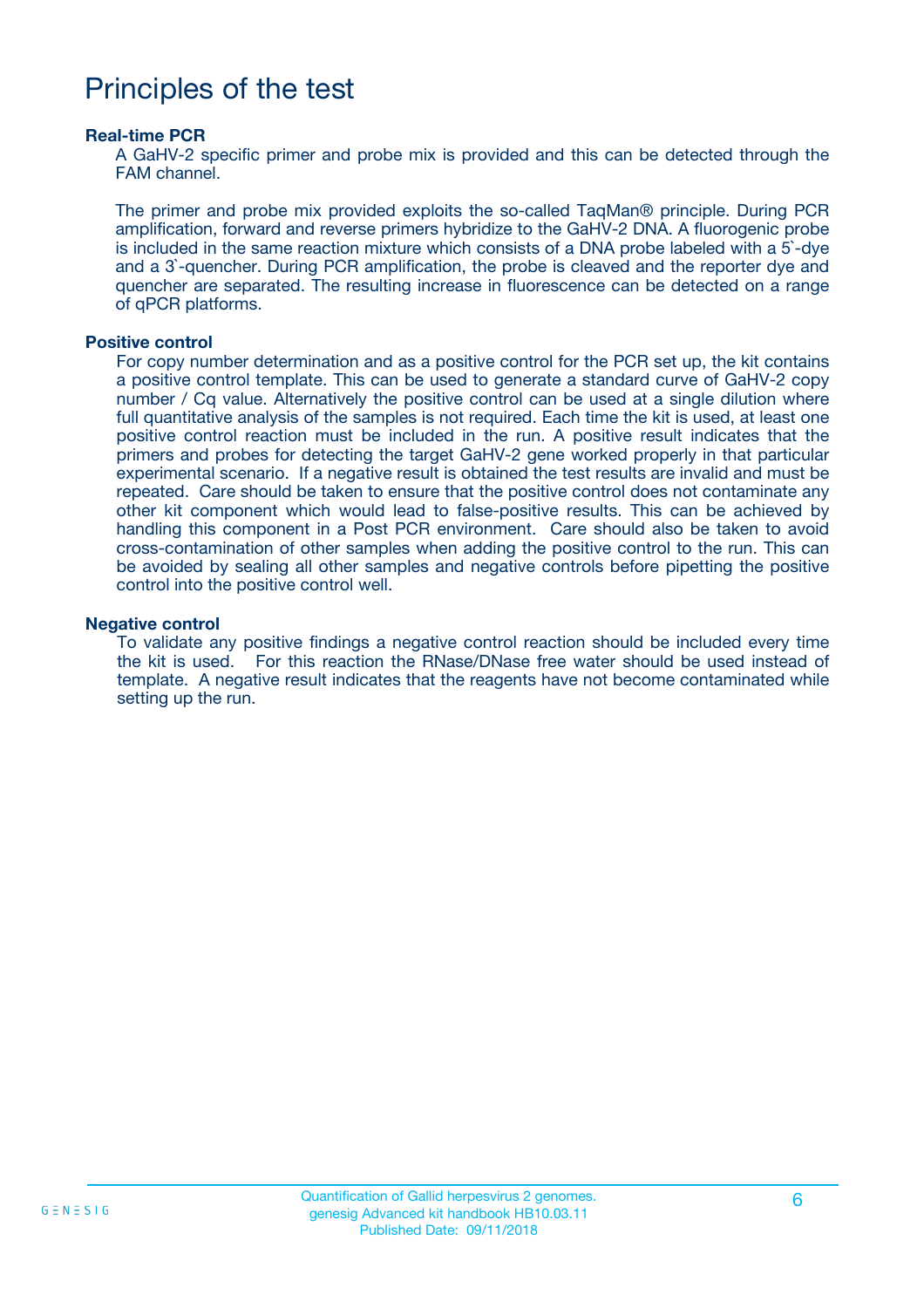# Principles of the test

### Real-time PCR

A GaHV-2 specific primer and probe mix is provided and this can be detected through the FAM channel.

The primer and probe mix provided exploits the so-called TaqMan® principle. During PCR amplification, forward and reverse primers hybridize to the GaHV-2 DNA. A fluorogenic probe is included in the same reaction mixture which consists of a DNA probe labeled with a 5`-dye and a 3`-quencher. During PCR amplification, the probe is cleaved and the reporter dye and quencher are separated. The resulting increase in fluorescence can be detected on a range of qPCR platforms.

### Positive control

For copy number determination and as a positive control for the PCR set up, the kit contains a positive control template. This can be used to generate a standard curve of GaHV-2 copy number / Cq value. Alternatively the positive control can be used at a single dilution where full quantitative analysis of the samples is not required. Each time the kit is used, at least one positive control reaction must be included in the run. A positive result indicates that the primers and probes for detecting the target GaHV-2 gene worked properly in that particular experimental scenario. If a negative result is obtained the test results are invalid and must be repeated. Care should be taken to ensure that the positive control does not contaminate any other kit component which would lead to false-positive results. This can be achieved by handling this component in a Post PCR environment. Care should also be taken to avoid cross-contamination of other samples when adding the positive control to the run. This can be avoided by sealing all other samples and negative controls before pipetting the positive control into the positive control well.

### Negative control

To validate any positive findings a negative control reaction should be included every time the kit is used. For this reaction the RNase/DNase free water should be used instead of template. A negative result indicates that the reagents have not become contaminated while setting up the run.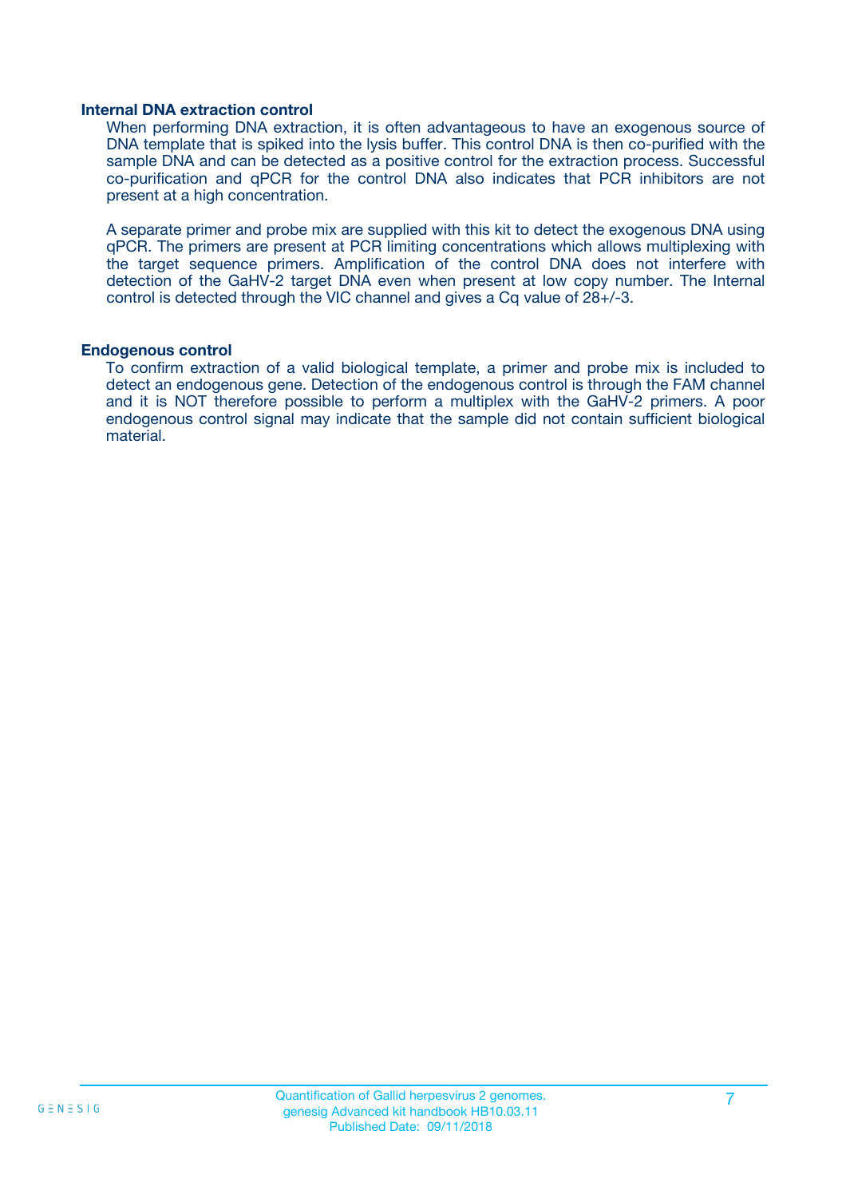### Internal DNA extraction control

When performing DNA extraction, it is often advantageous to have an exogenous source of DNA template that is spiked into the lysis buffer. This control DNA is then co-purified with the sample DNA and can be detected as a positive control for the extraction process. Successful co-purification and qPCR for the control DNA also indicates that PCR inhibitors are not present at a high concentration.

A separate primer and probe mix are supplied with this kit to detect the exogenous DNA using qPCR. The primers are present at PCR limiting concentrations which allows multiplexing with the target sequence primers. Amplification of the control DNA does not interfere with detection of the GaHV-2 target DNA even when present at low copy number. The Internal control is detected through the VIC channel and gives a Cq value of 28+/-3.

### Endogenous control

To confirm extraction of a valid biological template, a primer and probe mix is included to detect an endogenous gene. Detection of the endogenous control is through the FAM channel and it is NOT therefore possible to perform a multiplex with the GaHV-2 primers. A poor endogenous control signal may indicate that the sample did not contain sufficient biological material.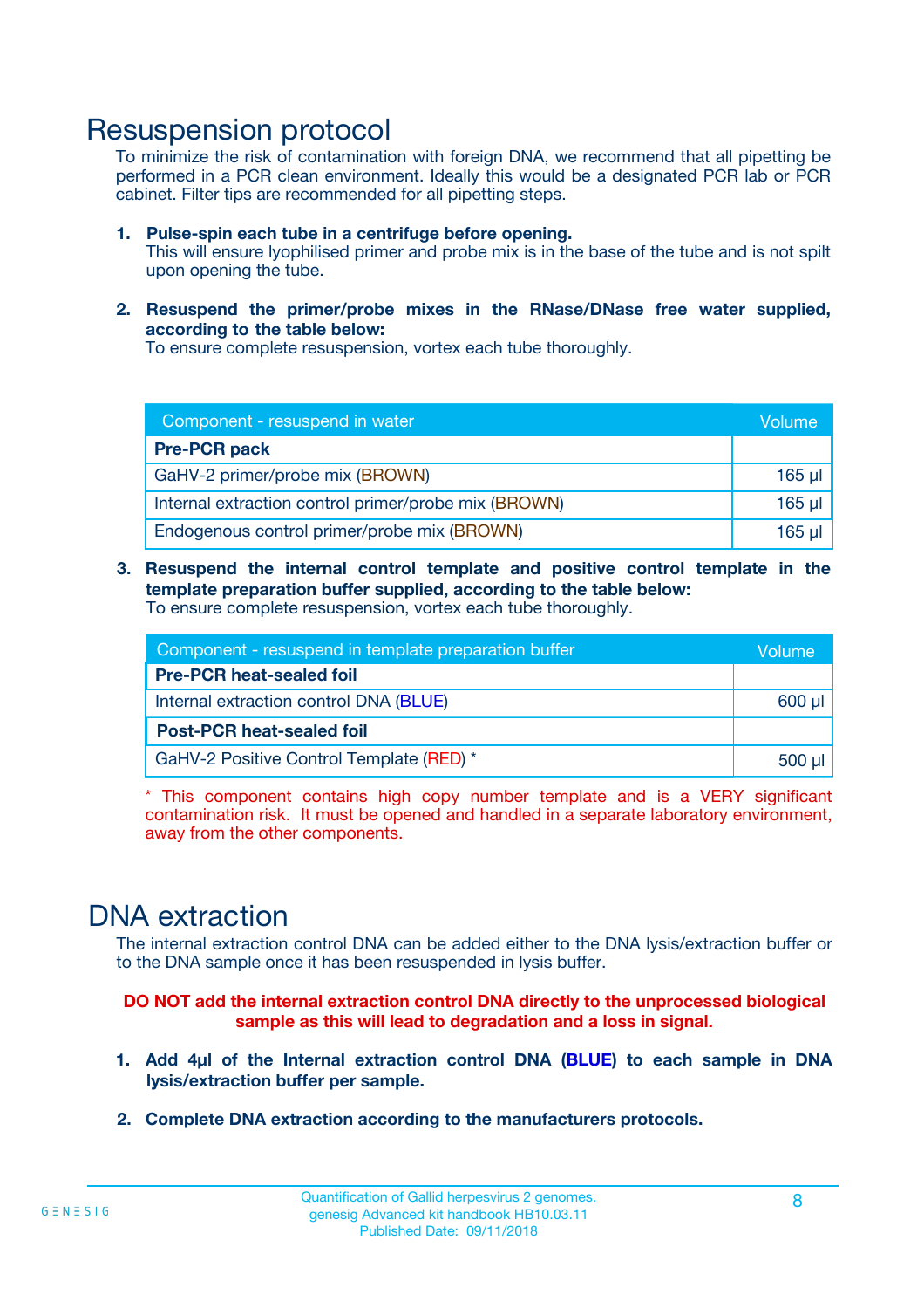# Resuspension protocol

To minimize the risk of contamination with foreign DNA, we recommend that all pipetting be performed in a PCR clean environment. Ideally this would be a designated PCR lab or PCR cabinet. Filter tips are recommended for all pipetting steps.

1. **Pulse-spin each tube in a centrifuge before opening.**
   This will ensure lyophilised primer and probe mix is in the base of the tube and is not spilt upon opening the tube.

2. **Resuspend the primer/probe mixes in the RNase/DNase free water supplied, according to the table below:**
   To ensure complete resuspension, vortex each tube thoroughly.

| Component - resuspend in water | Volume |
|---|---|
| **Pre-PCR pack** | |
| GaHV-2 primer/probe mix (BROWN) | 165 µl |
| Internal extraction control primer/probe mix (BROWN) | 165 µl |
| Endogenous control primer/probe mix (BROWN) | 165 µl |

3. **Resuspend the internal control template and positive control template in the template preparation buffer supplied, according to the table below:**
   To ensure complete resuspension, vortex each tube thoroughly.

| Component - resuspend in template preparation buffer | Volume |
|---|---|
| **Pre-PCR heat-sealed foil** | |
| Internal extraction control DNA (BLUE) | 600 µl |
| **Post-PCR heat-sealed foil** | |
| GaHV-2 Positive Control Template (RED) * | 500 µl |

* This component contains high copy number template and is a VERY significant contamination risk. It must be opened and handled in a separate laboratory environment, away from the other components.

# DNA extraction

The internal extraction control DNA can be added either to the DNA lysis/extraction buffer or to the DNA sample once it has been resuspended in lysis buffer.

**DO NOT add the internal extraction control DNA directly to the unprocessed biological sample as this will lead to degradation and a loss in signal.**

1. **Add 4µl of the Internal extraction control DNA (BLUE) to each sample in DNA lysis/extraction buffer per sample.**

2. **Complete DNA extraction according to the manufacturers protocols.**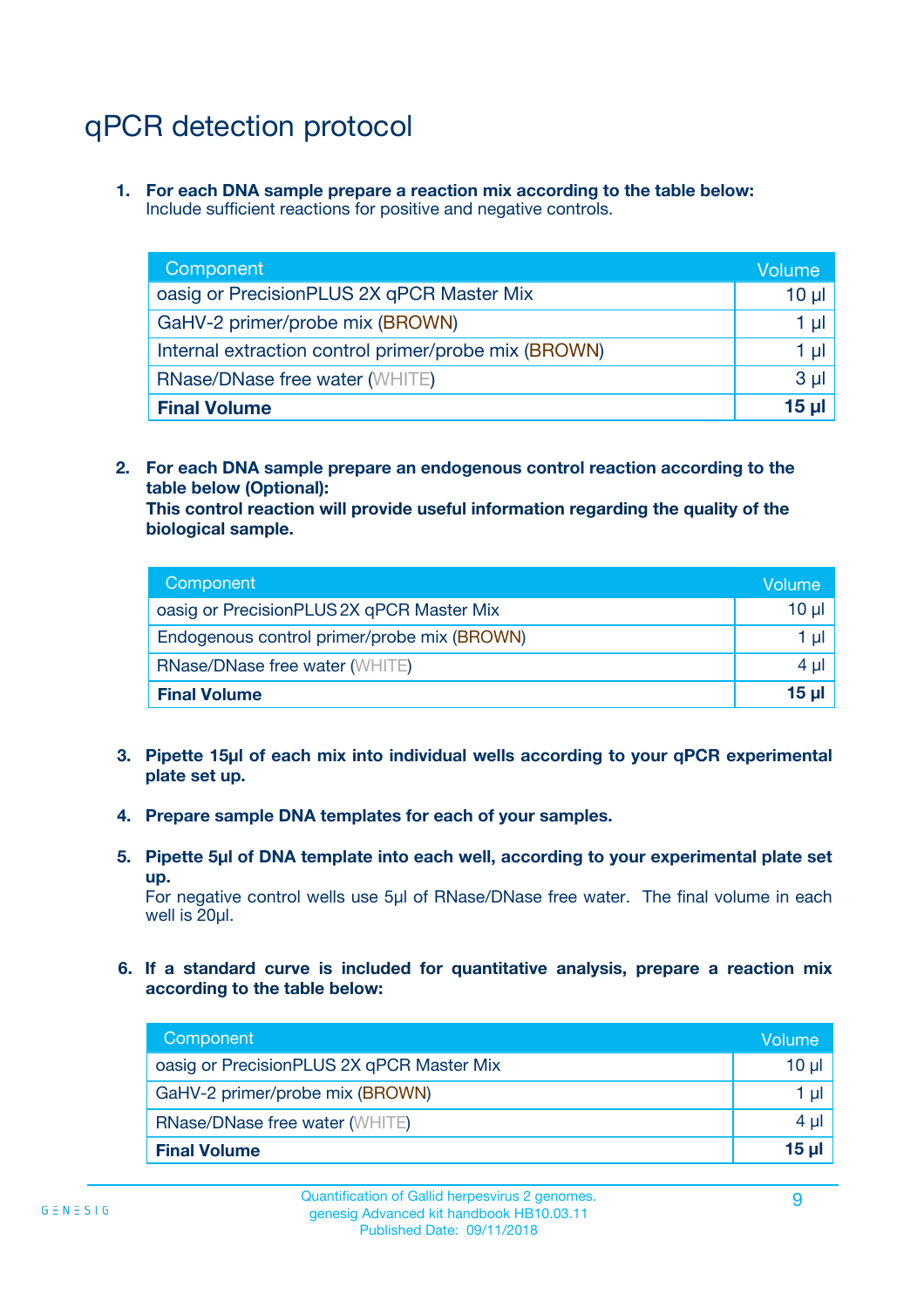# qPCR detection protocol

1. **For each DNA sample prepare a reaction mix according to the table below:**
   Include sufficient reactions for positive and negative controls.

| Component | Volume |
|---|---|
| oasig or PrecisionPLUS 2X qPCR Master Mix | 10 µl |
| GaHV-2 primer/probe mix (BROWN) | 1 µl |
| Internal extraction control primer/probe mix (BROWN) | 1 µl |
| RNase/DNase free water (WHITE) | 3 µl |
| **Final Volume** | **15 µl** |

2. **For each DNA sample prepare an endogenous control reaction according to the table below (Optional):**
   **This control reaction will provide useful information regarding the quality of the biological sample.**

| Component | Volume |
|---|---|
| oasig or PrecisionPLUS 2X qPCR Master Mix | 10 µl |
| Endogenous control primer/probe mix (BROWN) | 1 µl |
| RNase/DNase free water (WHITE) | 4 µl |
| **Final Volume** | **15 µl** |

3. **Pipette 15µl of each mix into individual wells according to your qPCR experimental plate set up.**

4. **Prepare sample DNA templates for each of your samples.**

5. **Pipette 5µl of DNA template into each well, according to your experimental plate set up.**
   For negative control wells use 5µl of RNase/DNase free water. The final volume in each well is 20µl.

6. **If a standard curve is included for quantitative analysis, prepare a reaction mix according to the table below:**

| Component | Volume |
|---|---|
| oasig or PrecisionPLUS 2X qPCR Master Mix | 10 µl |
| GaHV-2 primer/probe mix (BROWN) | 1 µl |
| RNase/DNase free water (WHITE) | 4 µl |
| **Final Volume** | **15 µl** |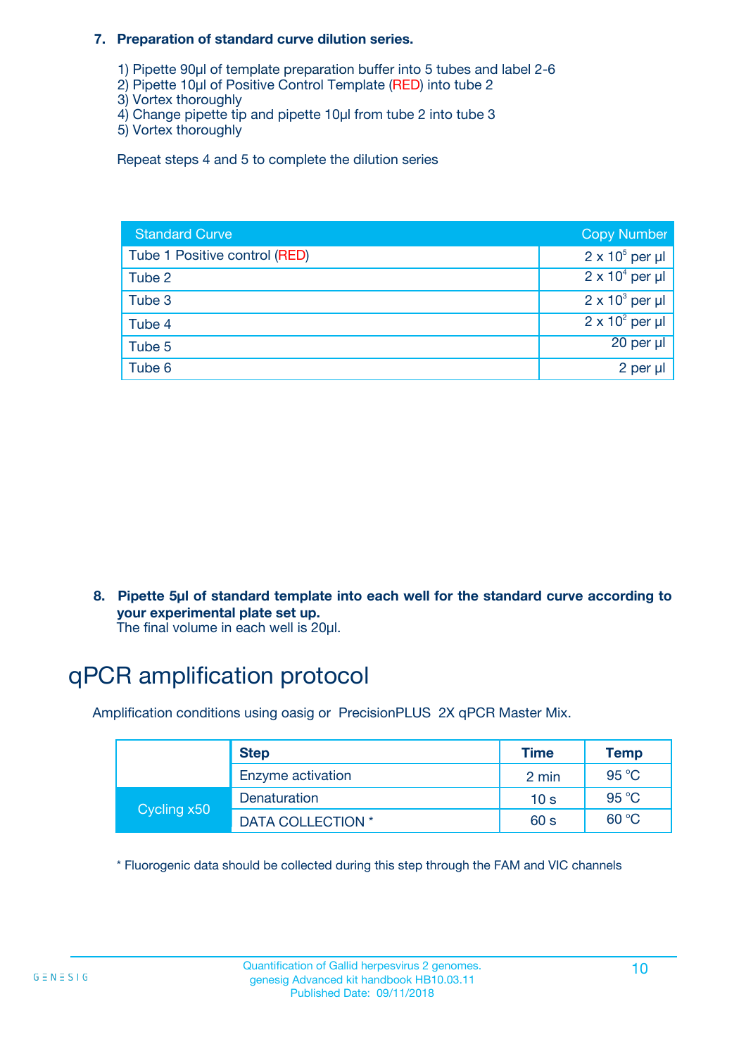7. **Preparation of standard curve dilution series.**

   1) Pipette 90µl of template preparation buffer into 5 tubes and label 2-6
   2) Pipette 10µl of Positive Control Template (RED) into tube 2
   3) Vortex thoroughly
   4) Change pipette tip and pipette 10µl from tube 2 into tube 3
   5) Vortex thoroughly

   Repeat steps 4 and 5 to complete the dilution series

| Standard Curve | Copy Number |
|---|---|
| Tube 1 Positive control (RED) | $2 \times 10^5$ per µl |
| Tube 2 | $2 \times 10^4$ per µl |
| Tube 3 | $2 \times 10^3$ per µl |
| Tube 4 | $2 \times 10^2$ per µl |
| Tube 5 | 20 per µl |
| Tube 6 | 2 per µl |

8. **Pipette 5µl of standard template into each well for the standard curve according to your experimental plate set up.**
   The final volume in each well is 20µl.

# qPCR amplification protocol

Amplification conditions using oasig or PrecisionPLUS 2X qPCR Master Mix.

| | Step | Time | Temp |
|---|---|---|---|
| | Enzyme activation | 2 min | 95 °C |
| Cycling x50 | Denaturation | 10 s | 95 °C |
| | DATA COLLECTION * | 60 s | 60 °C |

* Fluorogenic data should be collected during this step through the FAM and VIC channels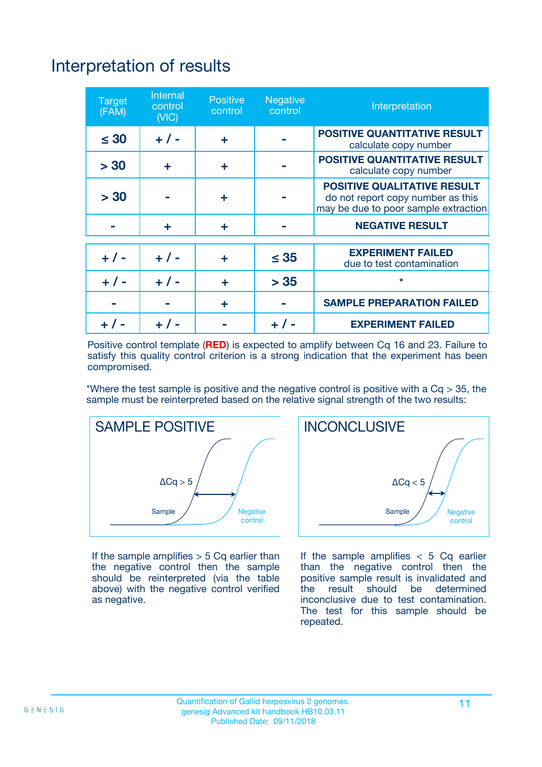# Interpretation of results

| Target (FAM) | Internal control (VIC) | Positive control | Negative control | Interpretation |
|---|---|---|---|---|
| ≤ 30 | + / - | + | - | **POSITIVE QUANTITATIVE RESULT** calculate copy number |
| > 30 | + | + | - | **POSITIVE QUANTITATIVE RESULT** calculate copy number |
| > 30 | - | + | - | **POSITIVE QUALITATIVE RESULT** do not report copy number as this may be due to poor sample extraction |
| - | + | + | - | **NEGATIVE RESULT** |
| + / - | + / - | + | ≤ 35 | **EXPERIMENT FAILED** due to test contamination |
| + / - | + / - | + | > 35 | * |
| - | - | + | - | **SAMPLE PREPARATION FAILED** |
| + / - | + / - | - | + / - | **EXPERIMENT FAILED** |

Positive control template (**RED**) is expected to amplify between Cq 16 and 23. Failure to satisfy this quality control criterion is a strong indication that the experiment has been compromised.

*Where the test sample is positive and the negative control is positive with a Cq > 35, the sample must be reinterpreted based on the relative signal strength of the two results:

SAMPLE POSITIVE

ΔCq > 5

Sample

Negative control

If the sample amplifies > 5 Cq earlier than the negative control then the sample should be reinterpreted (via the table above) with the negative control verified as negative.

INCONCLUSIVE

ΔCq < 5

Sample

Negative control

If the sample amplifies < 5 Cq earlier than the negative control then the positive sample result is invalidated and the result should be determined inconclusive due to test contamination. The test for this sample should be repeated.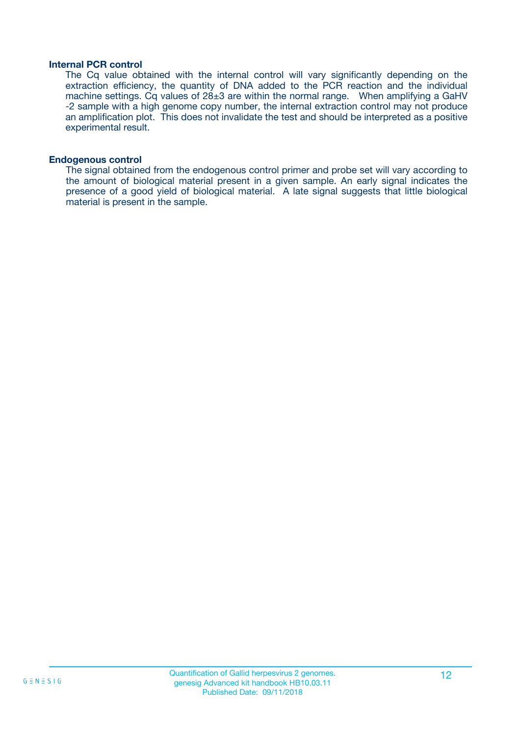### Internal PCR control

The Cq value obtained with the internal control will vary significantly depending on the extraction efficiency, the quantity of DNA added to the PCR reaction and the individual machine settings. Cq values of 28±3 are within the normal range. When amplifying a GaHV-2 sample with a high genome copy number, the internal extraction control may not produce an amplification plot. This does not invalidate the test and should be interpreted as a positive experimental result.

### Endogenous control

The signal obtained from the endogenous control primer and probe set will vary according to the amount of biological material present in a given sample. An early signal indicates the presence of a good yield of biological material. A late signal suggests that little biological material is present in the sample.